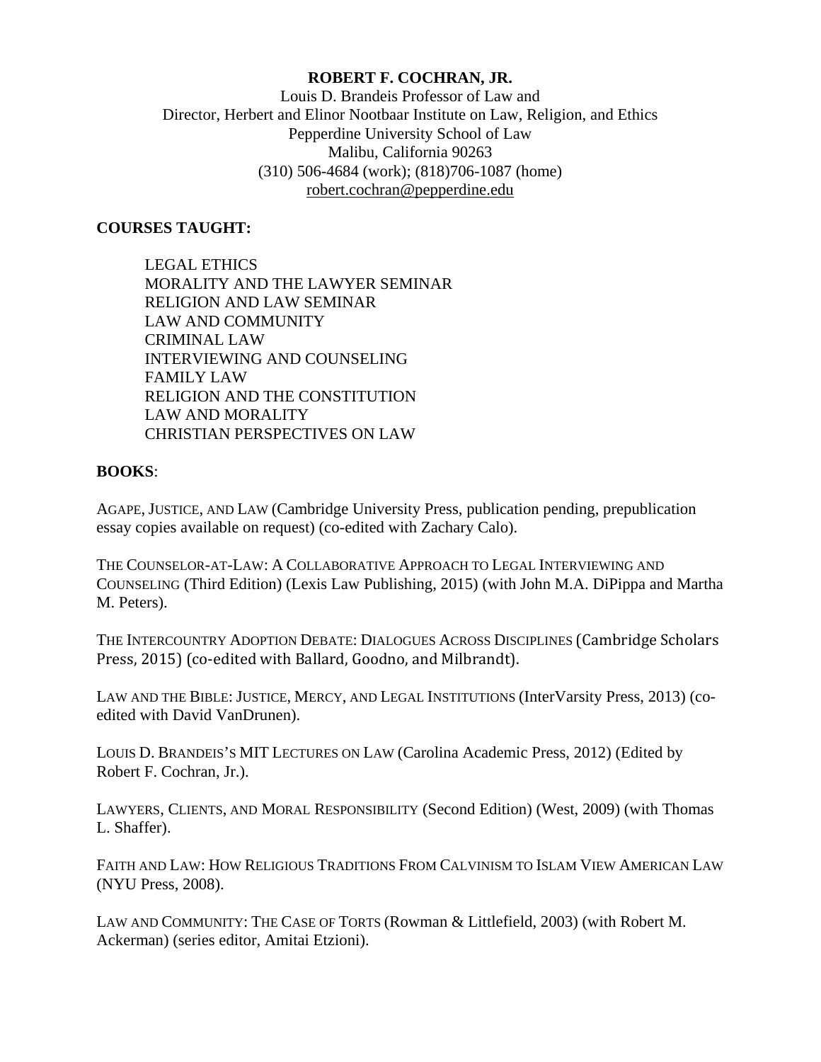**ROBERT F. COCHRAN, JR.**

Louis D. Brandeis Professor of Law and
Director, Herbert and Elinor Nootbaar Institute on Law, Religion, and Ethics
Pepperdine University School of Law
Malibu, California 90263
(310) 506-4684 (work); (818)706-1087 (home)
robert.cochran@pepperdine.edu

**COURSES TAUGHT:**

- LEGAL ETHICS
- MORALITY AND THE LAWYER SEMINAR
- RELIGION AND LAW SEMINAR
- LAW AND COMMUNITY
- CRIMINAL LAW
- INTERVIEWING AND COUNSELING
- FAMILY LAW
- RELIGION AND THE CONSTITUTION
- LAW AND MORALITY
- CHRISTIAN PERSPECTIVES ON LAW

**BOOKS**:

AGAPE, JUSTICE, AND LAW (Cambridge University Press, publication pending, prepublication essay copies available on request) (co-edited with Zachary Calo).

THE COUNSELOR-AT-LAW: A COLLABORATIVE APPROACH TO LEGAL INTERVIEWING AND COUNSELING (Third Edition) (Lexis Law Publishing, 2015) (with John M.A. DiPippa and Martha M. Peters).

THE INTERCOUNTRY ADOPTION DEBATE: DIALOGUES ACROSS DISCIPLINES (Cambridge Scholars Press, 2015) (co-edited with Ballard, Goodno, and Milbrandt).

LAW AND THE BIBLE: JUSTICE, MERCY, AND LEGAL INSTITUTIONS (InterVarsity Press, 2013) (co-edited with David VanDrunen).

LOUIS D. BRANDEIS'S MIT LECTURES ON LAW (Carolina Academic Press, 2012) (Edited by Robert F. Cochran, Jr.).

LAWYERS, CLIENTS, AND MORAL RESPONSIBILITY (Second Edition) (West, 2009) (with Thomas L. Shaffer).

FAITH AND LAW: HOW RELIGIOUS TRADITIONS FROM CALVINISM TO ISLAM VIEW AMERICAN LAW (NYU Press, 2008).

LAW AND COMMUNITY: THE CASE OF TORTS (Rowman & Littlefield, 2003) (with Robert M. Ackerman) (series editor, Amitai Etzioni).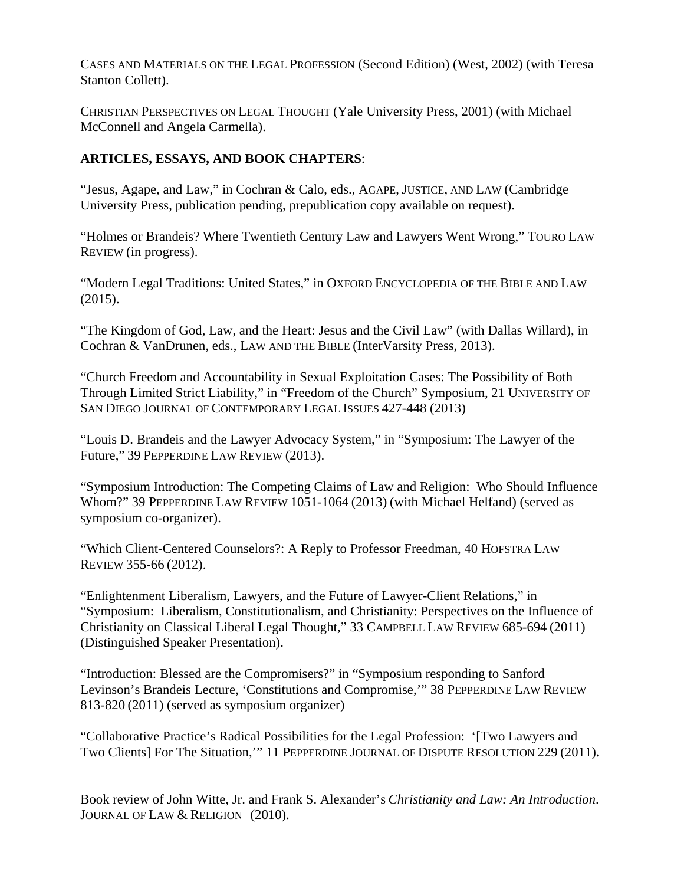CASES AND MATERIALS ON THE LEGAL PROFESSION (Second Edition) (West, 2002) (with Teresa Stanton Collett).

CHRISTIAN PERSPECTIVES ON LEGAL THOUGHT (Yale University Press, 2001) (with Michael McConnell and Angela Carmella).

**ARTICLES, ESSAYS, AND BOOK CHAPTERS**:

"Jesus, Agape, and Law," in Cochran & Calo, eds., AGAPE, JUSTICE, AND LAW (Cambridge University Press, publication pending, prepublication copy available on request).

"Holmes or Brandeis? Where Twentieth Century Law and Lawyers Went Wrong," TOURO LAW REVIEW (in progress).

"Modern Legal Traditions: United States," in OXFORD ENCYCLOPEDIA OF THE BIBLE AND LAW (2015).

"The Kingdom of God, Law, and the Heart: Jesus and the Civil Law" (with Dallas Willard), in Cochran & VanDrunen, eds., LAW AND THE BIBLE (InterVarsity Press, 2013).

"Church Freedom and Accountability in Sexual Exploitation Cases: The Possibility of Both Through Limited Strict Liability," in "Freedom of the Church" Symposium, 21 UNIVERSITY OF SAN DIEGO JOURNAL OF CONTEMPORARY LEGAL ISSUES 427-448 (2013)

"Louis D. Brandeis and the Lawyer Advocacy System," in "Symposium: The Lawyer of the Future," 39 PEPPERDINE LAW REVIEW (2013).

"Symposium Introduction: The Competing Claims of Law and Religion: Who Should Influence Whom?" 39 PEPPERDINE LAW REVIEW 1051-1064 (2013) (with Michael Helfand) (served as symposium co-organizer).

"Which Client-Centered Counselors?: A Reply to Professor Freedman, 40 HOFSTRA LAW REVIEW 355-66 (2012).

"Enlightenment Liberalism, Lawyers, and the Future of Lawyer-Client Relations," in "Symposium: Liberalism, Constitutionalism, and Christianity: Perspectives on the Influence of Christianity on Classical Liberal Legal Thought," 33 CAMPBELL LAW REVIEW 685-694 (2011) (Distinguished Speaker Presentation).

"Introduction: Blessed are the Compromisers?" in "Symposium responding to Sanford Levinson's Brandeis Lecture, 'Constitutions and Compromise,'" 38 PEPPERDINE LAW REVIEW 813-820 (2011) (served as symposium organizer)

"Collaborative Practice's Radical Possibilities for the Legal Profession: '[Two Lawyers and Two Clients] For The Situation,'" 11 PEPPERDINE JOURNAL OF DISPUTE RESOLUTION 229 (2011).

Book review of John Witte, Jr. and Frank S. Alexander's *Christianity and Law: An Introduction*. JOURNAL OF LAW & RELIGION (2010).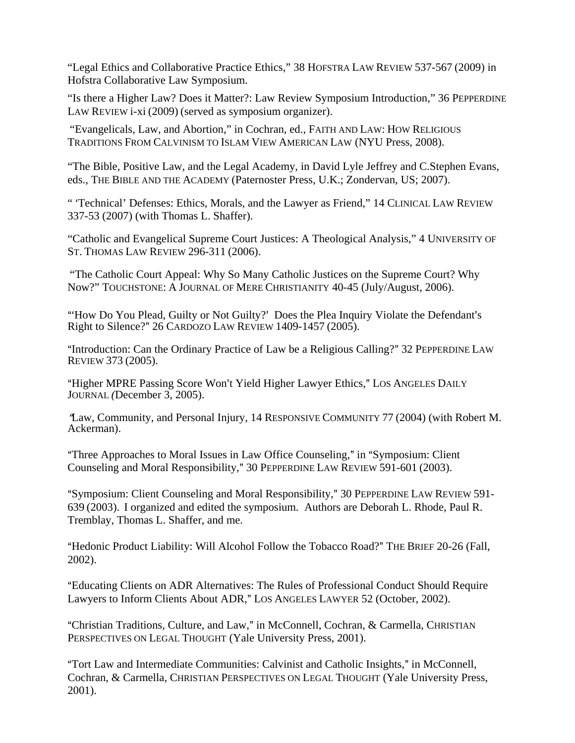"Legal Ethics and Collaborative Practice Ethics," 38 HOFSTRA LAW REVIEW 537-567 (2009) in Hofstra Collaborative Law Symposium.

"Is there a Higher Law? Does it Matter?: Law Review Symposium Introduction," 36 PEPPERDINE LAW REVIEW i-xi (2009) (served as symposium organizer).

"Evangelicals, Law, and Abortion," in Cochran, ed., FAITH AND LAW: HOW RELIGIOUS TRADITIONS FROM CALVINISM TO ISLAM VIEW AMERICAN LAW (NYU Press, 2008).

"The Bible, Positive Law, and the Legal Academy, in David Lyle Jeffrey and C.Stephen Evans, eds., THE BIBLE AND THE ACADEMY (Paternoster Press, U.K.; Zondervan, US; 2007).

" 'Technical' Defenses: Ethics, Morals, and the Lawyer as Friend," 14 CLINICAL LAW REVIEW 337-53 (2007) (with Thomas L. Shaffer).

"Catholic and Evangelical Supreme Court Justices: A Theological Analysis," 4 UNIVERSITY OF ST. THOMAS LAW REVIEW 296-311 (2006).

"The Catholic Court Appeal: Why So Many Catholic Justices on the Supreme Court? Why Now?" TOUCHSTONE: A JOURNAL OF MERE CHRISTIANITY 40-45 (July/August, 2006).

"'How Do You Plead, Guilty or Not Guilty?' Does the Plea Inquiry Violate the Defendant's Right to Silence?" 26 CARDOZO LAW REVIEW 1409-1457 (2005).

"Introduction: Can the Ordinary Practice of Law be a Religious Calling?" 32 PEPPERDINE LAW REVIEW 373 (2005).

"Higher MPRE Passing Score Won't Yield Higher Lawyer Ethics," LOS ANGELES DAILY JOURNAL (December 3, 2005).

"Law, Community, and Personal Injury, 14 RESPONSIVE COMMUNITY 77 (2004) (with Robert M. Ackerman).

"Three Approaches to Moral Issues in Law Office Counseling," in "Symposium: Client Counseling and Moral Responsibility," 30 PEPPERDINE LAW REVIEW 591-601 (2003).

"Symposium: Client Counseling and Moral Responsibility," 30 PEPPERDINE LAW REVIEW 591-639 (2003). I organized and edited the symposium. Authors are Deborah L. Rhode, Paul R. Tremblay, Thomas L. Shaffer, and me.

"Hedonic Product Liability: Will Alcohol Follow the Tobacco Road?" THE BRIEF 20-26 (Fall, 2002).

"Educating Clients on ADR Alternatives: The Rules of Professional Conduct Should Require Lawyers to Inform Clients About ADR," LOS ANGELES LAWYER 52 (October, 2002).

"Christian Traditions, Culture, and Law," in McConnell, Cochran, & Carmella, CHRISTIAN PERSPECTIVES ON LEGAL THOUGHT (Yale University Press, 2001).

"Tort Law and Intermediate Communities: Calvinist and Catholic Insights," in McConnell, Cochran, & Carmella, CHRISTIAN PERSPECTIVES ON LEGAL THOUGHT (Yale University Press, 2001).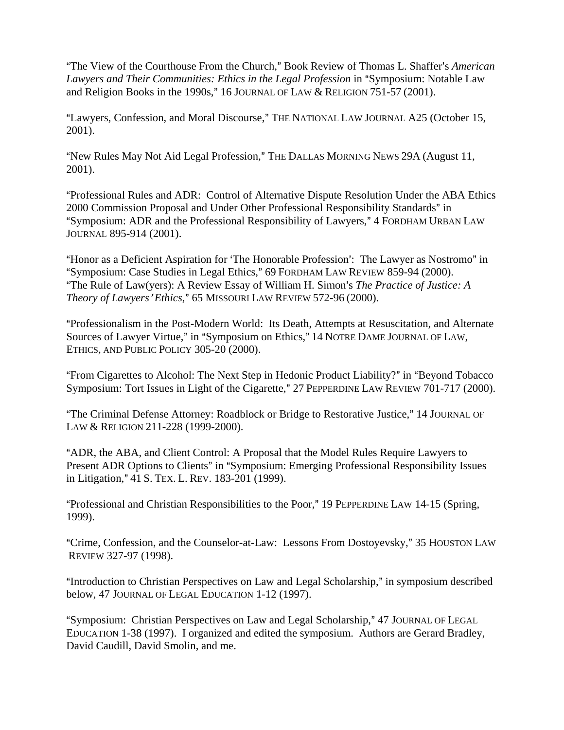"The View of the Courthouse From the Church," Book Review of Thomas L. Shaffer's *American Lawyers and Their Communities: Ethics in the Legal Profession* in "Symposium: Notable Law and Religion Books in the 1990s," 16 JOURNAL OF LAW & RELIGION 751-57 (2001).

"Lawyers, Confession, and Moral Discourse," THE NATIONAL LAW JOURNAL A25 (October 15, 2001).

"New Rules May Not Aid Legal Profession," THE DALLAS MORNING NEWS 29A (August 11, 2001).

"Professional Rules and ADR: Control of Alternative Dispute Resolution Under the ABA Ethics 2000 Commission Proposal and Under Other Professional Responsibility Standards" in "Symposium: ADR and the Professional Responsibility of Lawyers," 4 FORDHAM URBAN LAW JOURNAL 895-914 (2001).

"Honor as a Deficient Aspiration for 'The Honorable Profession': The Lawyer as Nostromo" in "Symposium: Case Studies in Legal Ethics," 69 FORDHAM LAW REVIEW 859-94 (2000).
"The Rule of Law(yers): A Review Essay of William H. Simon's *The Practice of Justice: A Theory of Lawyers' Ethics*," 65 MISSOURI LAW REVIEW 572-96 (2000).

"Professionalism in the Post-Modern World: Its Death, Attempts at Resuscitation, and Alternate Sources of Lawyer Virtue," in "Symposium on Ethics," 14 NOTRE DAME JOURNAL OF LAW, ETHICS, AND PUBLIC POLICY 305-20 (2000).

"From Cigarettes to Alcohol: The Next Step in Hedonic Product Liability?" in "Beyond Tobacco Symposium: Tort Issues in Light of the Cigarette," 27 PEPPERDINE LAW REVIEW 701-717 (2000).

"The Criminal Defense Attorney: Roadblock or Bridge to Restorative Justice," 14 JOURNAL OF LAW & RELIGION 211-228 (1999-2000).

"ADR, the ABA, and Client Control: A Proposal that the Model Rules Require Lawyers to Present ADR Options to Clients" in "Symposium: Emerging Professional Responsibility Issues in Litigation," 41 S. TEX. L. REV. 183-201 (1999).

"Professional and Christian Responsibilities to the Poor," 19 PEPPERDINE LAW 14-15 (Spring, 1999).

"Crime, Confession, and the Counselor-at-Law: Lessons From Dostoyevsky," 35 HOUSTON LAW REVIEW 327-97 (1998).

"Introduction to Christian Perspectives on Law and Legal Scholarship," in symposium described below, 47 JOURNAL OF LEGAL EDUCATION 1-12 (1997).

"Symposium: Christian Perspectives on Law and Legal Scholarship," 47 JOURNAL OF LEGAL EDUCATION 1-38 (1997). I organized and edited the symposium. Authors are Gerard Bradley, David Caudill, David Smolin, and me.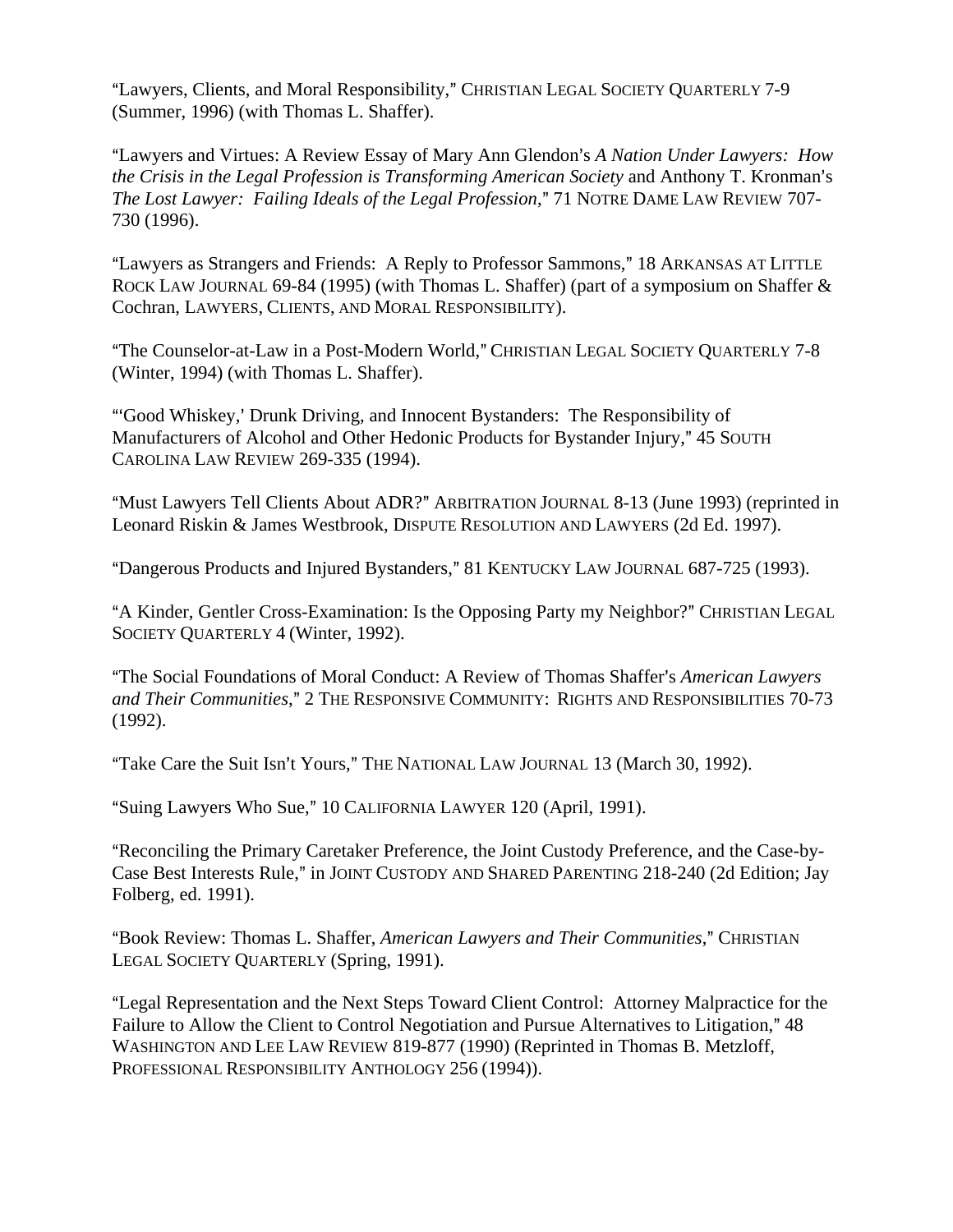"Lawyers, Clients, and Moral Responsibility," CHRISTIAN LEGAL SOCIETY QUARTERLY 7-9 (Summer, 1996) (with Thomas L. Shaffer).

"Lawyers and Virtues: A Review Essay of Mary Ann Glendon's *A Nation Under Lawyers: How the Crisis in the Legal Profession is Transforming American Society* and Anthony T. Kronman's *The Lost Lawyer: Failing Ideals of the Legal Profession*," 71 NOTRE DAME LAW REVIEW 707-730 (1996).

"Lawyers as Strangers and Friends: A Reply to Professor Sammons," 18 ARKANSAS AT LITTLE ROCK LAW JOURNAL 69-84 (1995) (with Thomas L. Shaffer) (part of a symposium on Shaffer & Cochran, LAWYERS, CLIENTS, AND MORAL RESPONSIBILITY).

"The Counselor-at-Law in a Post-Modern World," CHRISTIAN LEGAL SOCIETY QUARTERLY 7-8 (Winter, 1994) (with Thomas L. Shaffer).

"'Good Whiskey,' Drunk Driving, and Innocent Bystanders: The Responsibility of Manufacturers of Alcohol and Other Hedonic Products for Bystander Injury," 45 SOUTH CAROLINA LAW REVIEW 269-335 (1994).

"Must Lawyers Tell Clients About ADR?" ARBITRATION JOURNAL 8-13 (June 1993) (reprinted in Leonard Riskin & James Westbrook, DISPUTE RESOLUTION AND LAWYERS (2d Ed. 1997).

"Dangerous Products and Injured Bystanders," 81 KENTUCKY LAW JOURNAL 687-725 (1993).

"A Kinder, Gentler Cross-Examination: Is the Opposing Party my Neighbor?" CHRISTIAN LEGAL SOCIETY QUARTERLY 4 (Winter, 1992).

"The Social Foundations of Moral Conduct: A Review of Thomas Shaffer's *American Lawyers and Their Communities*," 2 THE RESPONSIVE COMMUNITY: RIGHTS AND RESPONSIBILITIES 70-73 (1992).

"Take Care the Suit Isn't Yours," THE NATIONAL LAW JOURNAL 13 (March 30, 1992).

"Suing Lawyers Who Sue," 10 CALIFORNIA LAWYER 120 (April, 1991).

"Reconciling the Primary Caretaker Preference, the Joint Custody Preference, and the Case-by-Case Best Interests Rule," in JOINT CUSTODY AND SHARED PARENTING 218-240 (2d Edition; Jay Folberg, ed. 1991).

"Book Review: Thomas L. Shaffer, *American Lawyers and Their Communities*," CHRISTIAN LEGAL SOCIETY QUARTERLY (Spring, 1991).

"Legal Representation and the Next Steps Toward Client Control: Attorney Malpractice for the Failure to Allow the Client to Control Negotiation and Pursue Alternatives to Litigation," 48 WASHINGTON AND LEE LAW REVIEW 819-877 (1990) (Reprinted in Thomas B. Metzloff, PROFESSIONAL RESPONSIBILITY ANTHOLOGY 256 (1994)).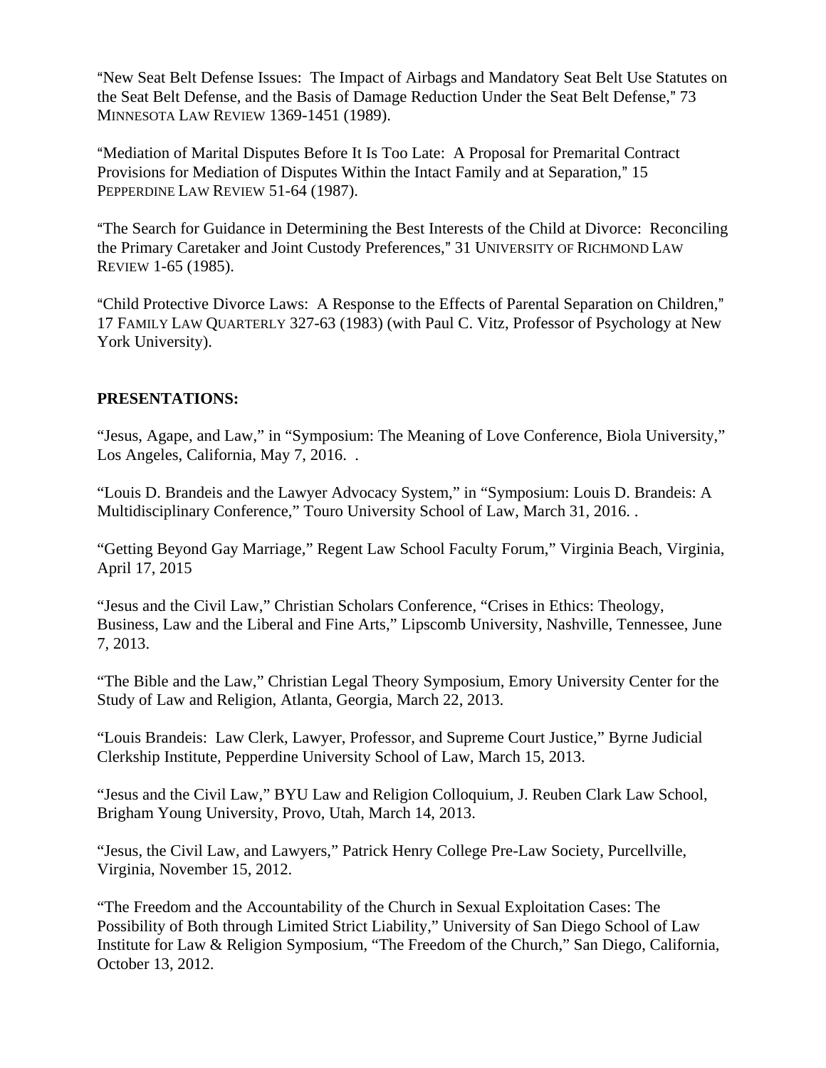"New Seat Belt Defense Issues:  The Impact of Airbags and Mandatory Seat Belt Use Statutes on the Seat Belt Defense, and the Basis of Damage Reduction Under the Seat Belt Defense," 73 MINNESOTA LAW REVIEW 1369-1451 (1989).

"Mediation of Marital Disputes Before It Is Too Late:  A Proposal for Premarital Contract Provisions for Mediation of Disputes Within the Intact Family and at Separation," 15 PEPPERDINE LAW REVIEW 51-64 (1987).

"The Search for Guidance in Determining the Best Interests of the Child at Divorce:  Reconciling the Primary Caretaker and Joint Custody Preferences," 31 UNIVERSITY OF RICHMOND LAW REVIEW 1-65 (1985).

"Child Protective Divorce Laws:  A Response to the Effects of Parental Separation on Children," 17 FAMILY LAW QUARTERLY 327-63 (1983) (with Paul C. Vitz, Professor of Psychology at New York University).

**PRESENTATIONS:**

"Jesus, Agape, and Law," in "Symposium: The Meaning of Love Conference, Biola University," Los Angeles, California, May 7, 2016.  .

"Louis D. Brandeis and the Lawyer Advocacy System," in "Symposium: Louis D. Brandeis: A Multidisciplinary Conference," Touro University School of Law, March 31, 2016. .

"Getting Beyond Gay Marriage," Regent Law School Faculty Forum," Virginia Beach, Virginia, April 17, 2015

"Jesus and the Civil Law," Christian Scholars Conference, "Crises in Ethics: Theology, Business, Law and the Liberal and Fine Arts," Lipscomb University, Nashville, Tennessee, June 7, 2013.

"The Bible and the Law," Christian Legal Theory Symposium, Emory University Center for the Study of Law and Religion, Atlanta, Georgia, March 22, 2013.

"Louis Brandeis:  Law Clerk, Lawyer, Professor, and Supreme Court Justice," Byrne Judicial Clerkship Institute, Pepperdine University School of Law, March 15, 2013.

"Jesus and the Civil Law," BYU Law and Religion Colloquium, J. Reuben Clark Law School, Brigham Young University, Provo, Utah, March 14, 2013.

"Jesus, the Civil Law, and Lawyers," Patrick Henry College Pre-Law Society, Purcellville, Virginia, November 15, 2012.

"The Freedom and the Accountability of the Church in Sexual Exploitation Cases: The Possibility of Both through Limited Strict Liability," University of San Diego School of Law Institute for Law & Religion Symposium, "The Freedom of the Church," San Diego, California, October 13, 2012.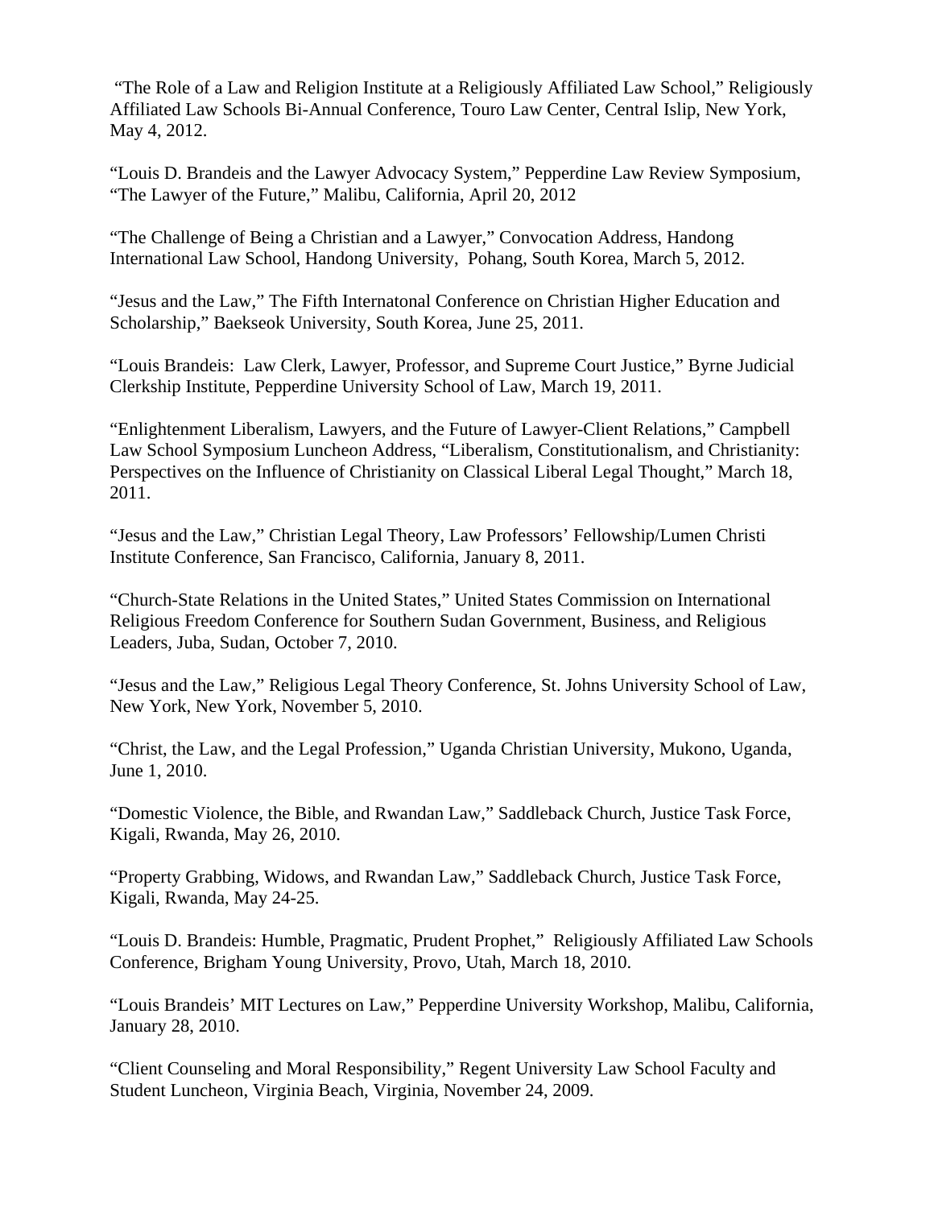"The Role of a Law and Religion Institute at a Religiously Affiliated Law School," Religiously Affiliated Law Schools Bi-Annual Conference, Touro Law Center, Central Islip, New York, May 4, 2012.

"Louis D. Brandeis and the Lawyer Advocacy System," Pepperdine Law Review Symposium, "The Lawyer of the Future," Malibu, California, April 20, 2012

"The Challenge of Being a Christian and a Lawyer," Convocation Address, Handong International Law School, Handong University, Pohang, South Korea, March 5, 2012.

"Jesus and the Law," The Fifth Internatonal Conference on Christian Higher Education and Scholarship," Baekseok University, South Korea, June 25, 2011.

"Louis Brandeis: Law Clerk, Lawyer, Professor, and Supreme Court Justice," Byrne Judicial Clerkship Institute, Pepperdine University School of Law, March 19, 2011.

"Enlightenment Liberalism, Lawyers, and the Future of Lawyer-Client Relations," Campbell Law School Symposium Luncheon Address, "Liberalism, Constitutionalism, and Christianity: Perspectives on the Influence of Christianity on Classical Liberal Legal Thought," March 18, 2011.

"Jesus and the Law," Christian Legal Theory, Law Professors' Fellowship/Lumen Christi Institute Conference, San Francisco, California, January 8, 2011.

"Church-State Relations in the United States," United States Commission on International Religious Freedom Conference for Southern Sudan Government, Business, and Religious Leaders, Juba, Sudan, October 7, 2010.

"Jesus and the Law," Religious Legal Theory Conference, St. Johns University School of Law, New York, New York, November 5, 2010.

"Christ, the Law, and the Legal Profession," Uganda Christian University, Mukono, Uganda, June 1, 2010.

"Domestic Violence, the Bible, and Rwandan Law," Saddleback Church, Justice Task Force, Kigali, Rwanda, May 26, 2010.

"Property Grabbing, Widows, and Rwandan Law," Saddleback Church, Justice Task Force, Kigali, Rwanda, May 24-25.

"Louis D. Brandeis: Humble, Pragmatic, Prudent Prophet," Religiously Affiliated Law Schools Conference, Brigham Young University, Provo, Utah, March 18, 2010.

"Louis Brandeis' MIT Lectures on Law," Pepperdine University Workshop, Malibu, California, January 28, 2010.

"Client Counseling and Moral Responsibility," Regent University Law School Faculty and Student Luncheon, Virginia Beach, Virginia, November 24, 2009.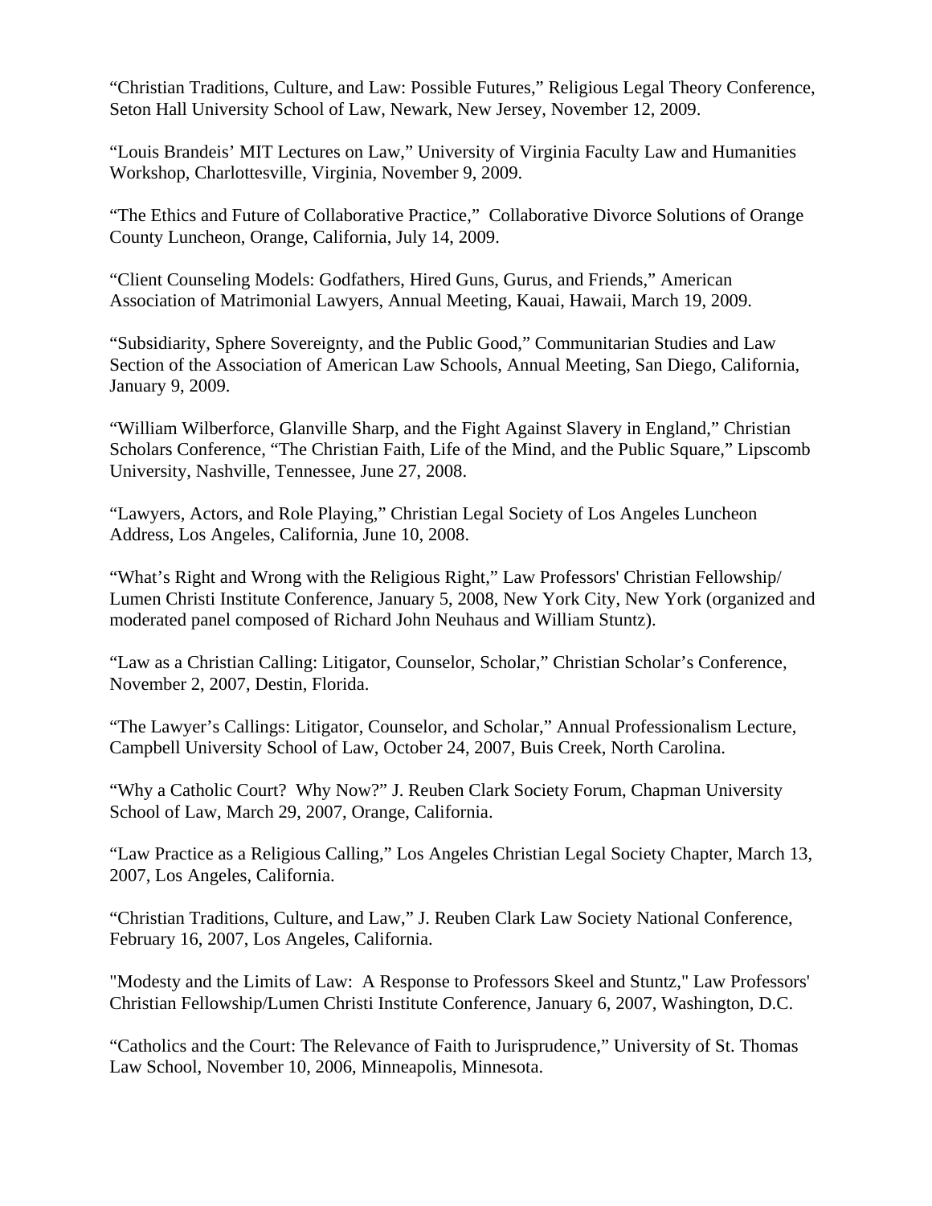"Christian Traditions, Culture, and Law: Possible Futures," Religious Legal Theory Conference, Seton Hall University School of Law, Newark, New Jersey, November 12, 2009.

"Louis Brandeis' MIT Lectures on Law," University of Virginia Faculty Law and Humanities Workshop, Charlottesville, Virginia, November 9, 2009.

"The Ethics and Future of Collaborative Practice," Collaborative Divorce Solutions of Orange County Luncheon, Orange, California, July 14, 2009.

"Client Counseling Models: Godfathers, Hired Guns, Gurus, and Friends," American Association of Matrimonial Lawyers, Annual Meeting, Kauai, Hawaii, March 19, 2009.

"Subsidiarity, Sphere Sovereignty, and the Public Good," Communitarian Studies and Law Section of the Association of American Law Schools, Annual Meeting, San Diego, California, January 9, 2009.

"William Wilberforce, Glanville Sharp, and the Fight Against Slavery in England," Christian Scholars Conference, "The Christian Faith, Life of the Mind, and the Public Square," Lipscomb University, Nashville, Tennessee, June 27, 2008.

"Lawyers, Actors, and Role Playing," Christian Legal Society of Los Angeles Luncheon Address, Los Angeles, California, June 10, 2008.

"What's Right and Wrong with the Religious Right," Law Professors' Christian Fellowship/ Lumen Christi Institute Conference, January 5, 2008, New York City, New York (organized and moderated panel composed of Richard John Neuhaus and William Stuntz).

"Law as a Christian Calling: Litigator, Counselor, Scholar," Christian Scholar's Conference, November 2, 2007, Destin, Florida.

"The Lawyer's Callings: Litigator, Counselor, and Scholar," Annual Professionalism Lecture, Campbell University School of Law, October 24, 2007, Buis Creek, North Carolina.

"Why a Catholic Court? Why Now?" J. Reuben Clark Society Forum, Chapman University School of Law, March 29, 2007, Orange, California.

"Law Practice as a Religious Calling," Los Angeles Christian Legal Society Chapter, March 13, 2007, Los Angeles, California.

"Christian Traditions, Culture, and Law," J. Reuben Clark Law Society National Conference, February 16, 2007, Los Angeles, California.

"Modesty and the Limits of Law: A Response to Professors Skeel and Stuntz," Law Professors' Christian Fellowship/Lumen Christi Institute Conference, January 6, 2007, Washington, D.C.

"Catholics and the Court: The Relevance of Faith to Jurisprudence," University of St. Thomas Law School, November 10, 2006, Minneapolis, Minnesota.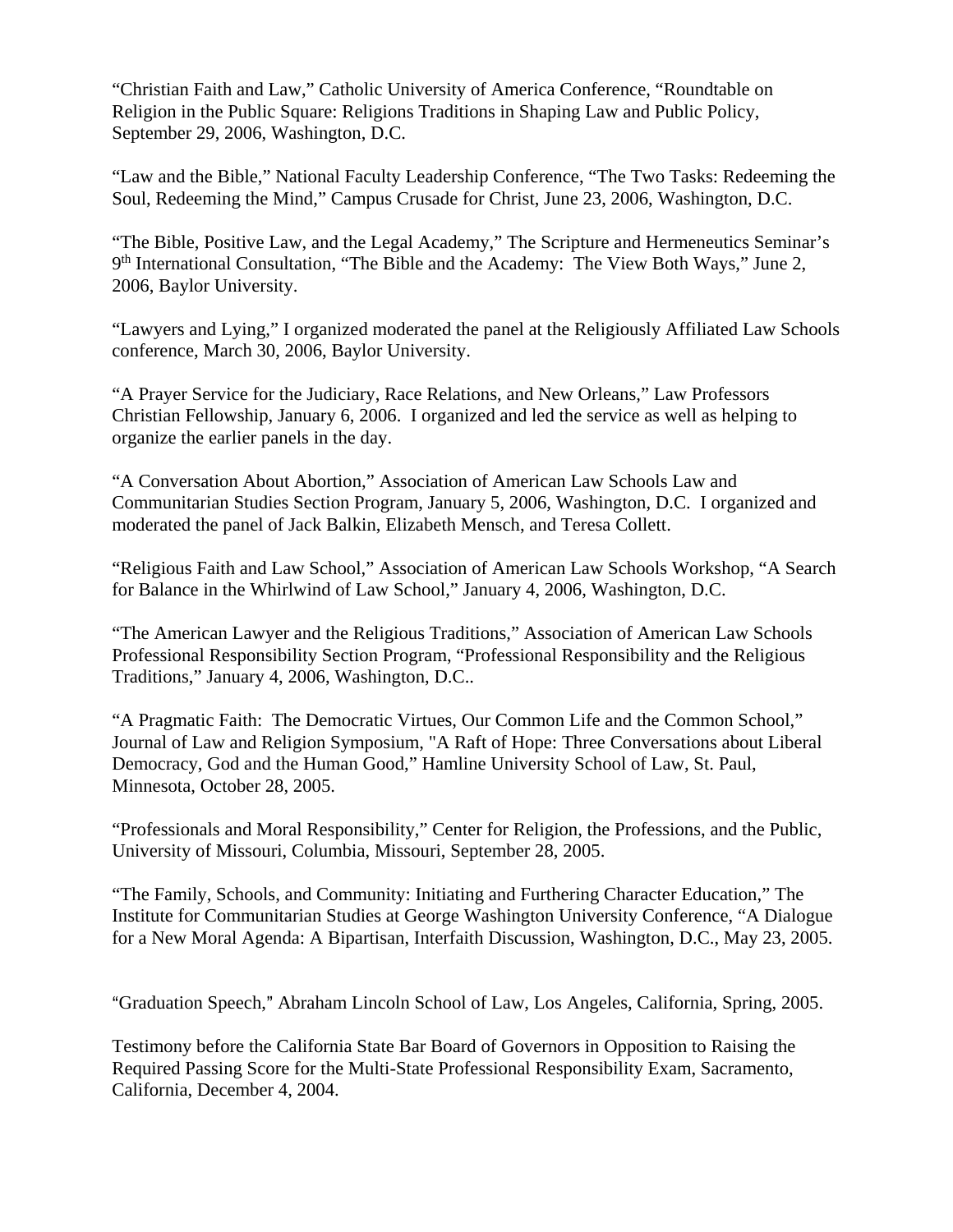"Christian Faith and Law," Catholic University of America Conference, "Roundtable on Religion in the Public Square: Religions Traditions in Shaping Law and Public Policy, September 29, 2006, Washington, D.C.

"Law and the Bible," National Faculty Leadership Conference, "The Two Tasks: Redeeming the Soul, Redeeming the Mind," Campus Crusade for Christ, June 23, 2006, Washington, D.C.

"The Bible, Positive Law, and the Legal Academy," The Scripture and Hermeneutics Seminar's 9th International Consultation, "The Bible and the Academy: The View Both Ways," June 2, 2006, Baylor University.

"Lawyers and Lying," I organized moderated the panel at the Religiously Affiliated Law Schools conference, March 30, 2006, Baylor University.

"A Prayer Service for the Judiciary, Race Relations, and New Orleans," Law Professors Christian Fellowship, January 6, 2006. I organized and led the service as well as helping to organize the earlier panels in the day.

"A Conversation About Abortion," Association of American Law Schools Law and Communitarian Studies Section Program, January 5, 2006, Washington, D.C. I organized and moderated the panel of Jack Balkin, Elizabeth Mensch, and Teresa Collett.

"Religious Faith and Law School," Association of American Law Schools Workshop, "A Search for Balance in the Whirlwind of Law School," January 4, 2006, Washington, D.C.

"The American Lawyer and the Religious Traditions," Association of American Law Schools Professional Responsibility Section Program, "Professional Responsibility and the Religious Traditions," January 4, 2006, Washington, D.C..

"A Pragmatic Faith: The Democratic Virtues, Our Common Life and the Common School," Journal of Law and Religion Symposium, "A Raft of Hope: Three Conversations about Liberal Democracy, God and the Human Good," Hamline University School of Law, St. Paul, Minnesota, October 28, 2005.

"Professionals and Moral Responsibility," Center for Religion, the Professions, and the Public, University of Missouri, Columbia, Missouri, September 28, 2005.

"The Family, Schools, and Community: Initiating and Furthering Character Education," The Institute for Communitarian Studies at George Washington University Conference, "A Dialogue for a New Moral Agenda: A Bipartisan, Interfaith Discussion, Washington, D.C., May 23, 2005.

"Graduation Speech," Abraham Lincoln School of Law, Los Angeles, California, Spring, 2005.

Testimony before the California State Bar Board of Governors in Opposition to Raising the Required Passing Score for the Multi-State Professional Responsibility Exam, Sacramento, California, December 4, 2004.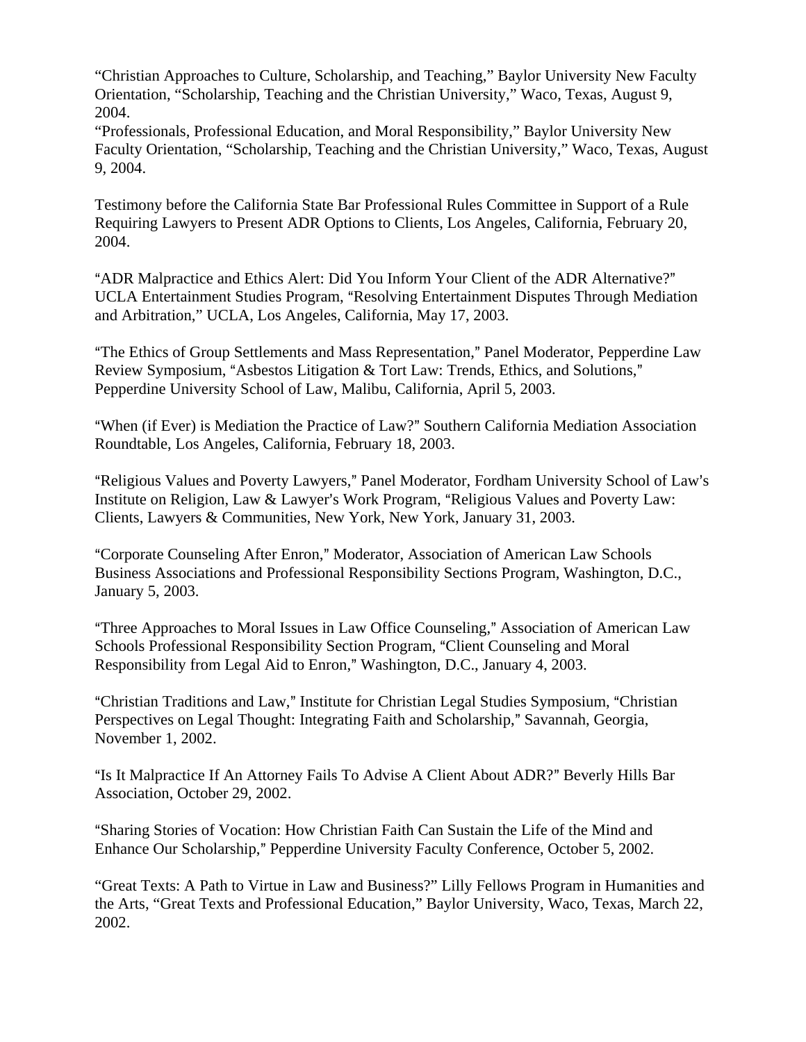"Christian Approaches to Culture, Scholarship, and Teaching," Baylor University New Faculty Orientation, "Scholarship, Teaching and the Christian University," Waco, Texas, August 9, 2004.
"Professionals, Professional Education, and Moral Responsibility," Baylor University New Faculty Orientation, "Scholarship, Teaching and the Christian University," Waco, Texas, August 9, 2004.

Testimony before the California State Bar Professional Rules Committee in Support of a Rule Requiring Lawyers to Present ADR Options to Clients, Los Angeles, California, February 20, 2004.

"ADR Malpractice and Ethics Alert: Did You Inform Your Client of the ADR Alternative?" UCLA Entertainment Studies Program, "Resolving Entertainment Disputes Through Mediation and Arbitration," UCLA, Los Angeles, California, May 17, 2003.

"The Ethics of Group Settlements and Mass Representation," Panel Moderator, Pepperdine Law Review Symposium, "Asbestos Litigation & Tort Law: Trends, Ethics, and Solutions," Pepperdine University School of Law, Malibu, California, April 5, 2003.

"When (if Ever) is Mediation the Practice of Law?" Southern California Mediation Association Roundtable, Los Angeles, California, February 18, 2003.

"Religious Values and Poverty Lawyers," Panel Moderator, Fordham University School of Law's Institute on Religion, Law & Lawyer's Work Program, "Religious Values and Poverty Law: Clients, Lawyers & Communities, New York, New York, January 31, 2003.

"Corporate Counseling After Enron," Moderator, Association of American Law Schools Business Associations and Professional Responsibility Sections Program, Washington, D.C., January 5, 2003.

"Three Approaches to Moral Issues in Law Office Counseling," Association of American Law Schools Professional Responsibility Section Program, "Client Counseling and Moral Responsibility from Legal Aid to Enron," Washington, D.C., January 4, 2003.

"Christian Traditions and Law," Institute for Christian Legal Studies Symposium, "Christian Perspectives on Legal Thought: Integrating Faith and Scholarship," Savannah, Georgia, November 1, 2002.

"Is It Malpractice If An Attorney Fails To Advise A Client About ADR?" Beverly Hills Bar Association, October 29, 2002.

"Sharing Stories of Vocation: How Christian Faith Can Sustain the Life of the Mind and Enhance Our Scholarship," Pepperdine University Faculty Conference, October 5, 2002.

"Great Texts: A Path to Virtue in Law and Business?" Lilly Fellows Program in Humanities and the Arts, "Great Texts and Professional Education," Baylor University, Waco, Texas, March 22, 2002.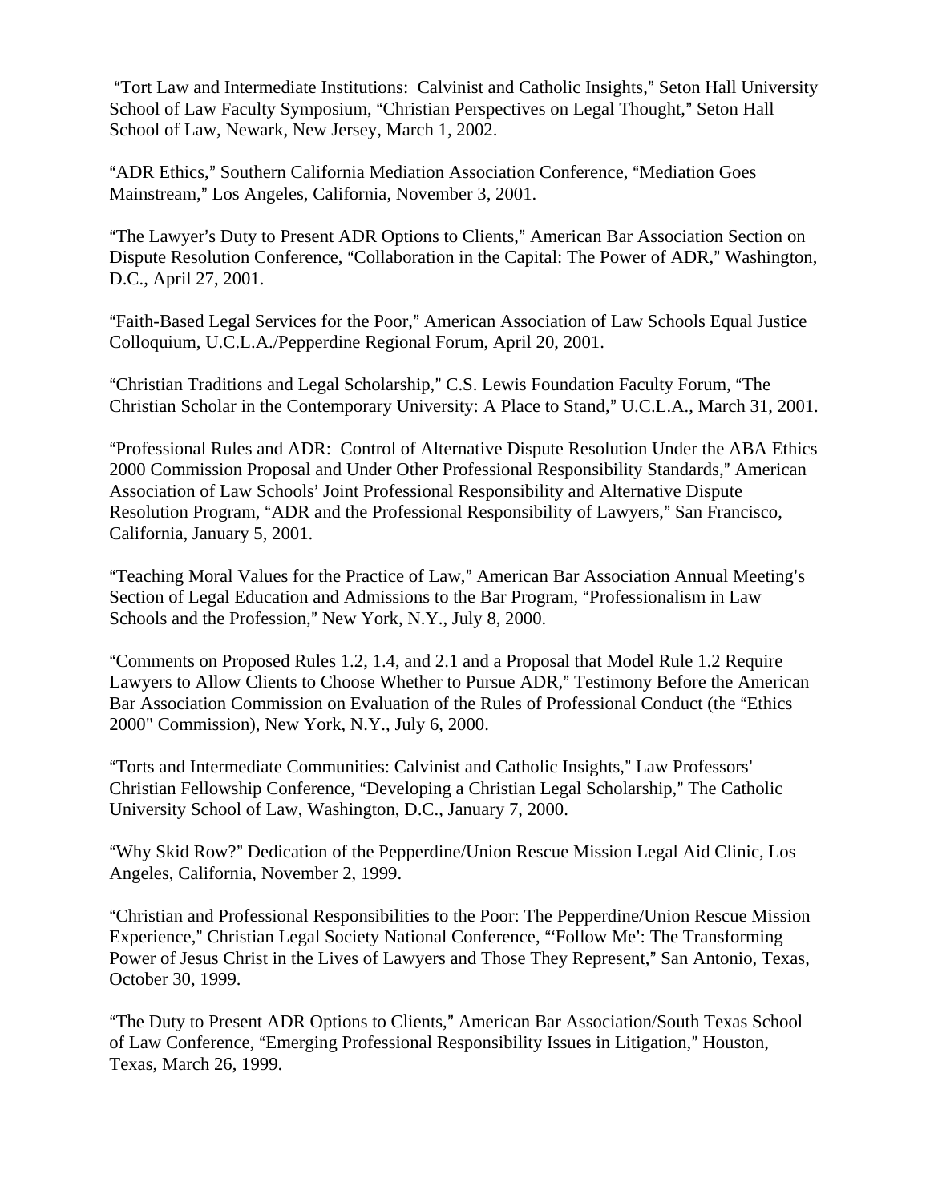"Tort Law and Intermediate Institutions: Calvinist and Catholic Insights," Seton Hall University School of Law Faculty Symposium, "Christian Perspectives on Legal Thought," Seton Hall School of Law, Newark, New Jersey, March 1, 2002.

"ADR Ethics," Southern California Mediation Association Conference, "Mediation Goes Mainstream," Los Angeles, California, November 3, 2001.

"The Lawyer's Duty to Present ADR Options to Clients," American Bar Association Section on Dispute Resolution Conference, "Collaboration in the Capital: The Power of ADR," Washington, D.C., April 27, 2001.

"Faith-Based Legal Services for the Poor," American Association of Law Schools Equal Justice Colloquium, U.C.L.A./Pepperdine Regional Forum, April 20, 2001.

"Christian Traditions and Legal Scholarship," C.S. Lewis Foundation Faculty Forum, "The Christian Scholar in the Contemporary University: A Place to Stand," U.C.L.A., March 31, 2001.

"Professional Rules and ADR: Control of Alternative Dispute Resolution Under the ABA Ethics 2000 Commission Proposal and Under Other Professional Responsibility Standards," American Association of Law Schools' Joint Professional Responsibility and Alternative Dispute Resolution Program, "ADR and the Professional Responsibility of Lawyers," San Francisco, California, January 5, 2001.

"Teaching Moral Values for the Practice of Law," American Bar Association Annual Meeting's Section of Legal Education and Admissions to the Bar Program, "Professionalism in Law Schools and the Profession," New York, N.Y., July 8, 2000.

"Comments on Proposed Rules 1.2, 1.4, and 2.1 and a Proposal that Model Rule 1.2 Require Lawyers to Allow Clients to Choose Whether to Pursue ADR," Testimony Before the American Bar Association Commission on Evaluation of the Rules of Professional Conduct (the "Ethics 2000" Commission), New York, N.Y., July 6, 2000.

"Torts and Intermediate Communities: Calvinist and Catholic Insights," Law Professors' Christian Fellowship Conference, "Developing a Christian Legal Scholarship," The Catholic University School of Law, Washington, D.C., January 7, 2000.

"Why Skid Row?" Dedication of the Pepperdine/Union Rescue Mission Legal Aid Clinic, Los Angeles, California, November 2, 1999.

"Christian and Professional Responsibilities to the Poor: The Pepperdine/Union Rescue Mission Experience," Christian Legal Society National Conference, "'Follow Me': The Transforming Power of Jesus Christ in the Lives of Lawyers and Those They Represent," San Antonio, Texas, October 30, 1999.

"The Duty to Present ADR Options to Clients," American Bar Association/South Texas School of Law Conference, "Emerging Professional Responsibility Issues in Litigation," Houston, Texas, March 26, 1999.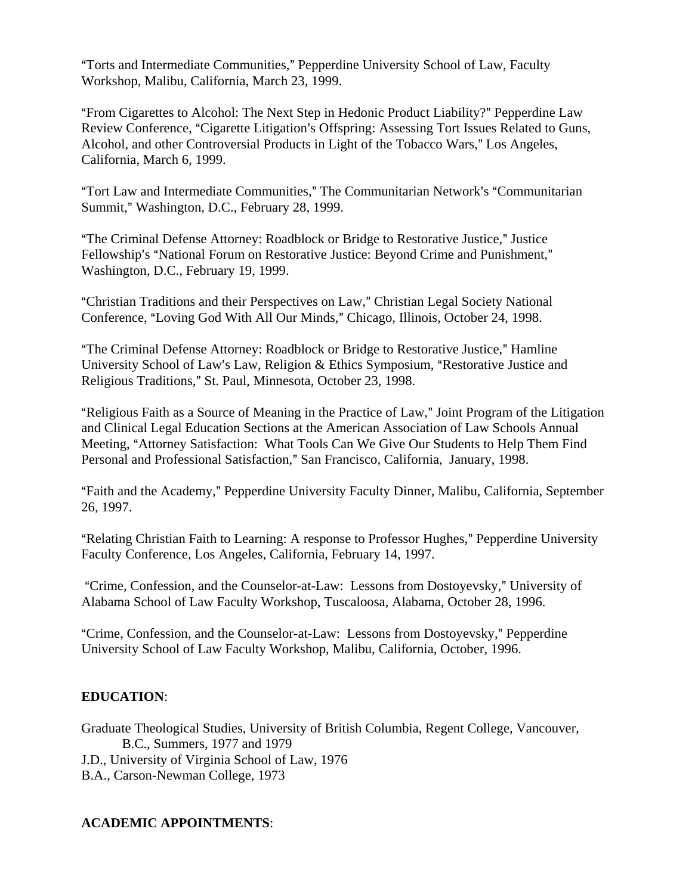"Torts and Intermediate Communities," Pepperdine University School of Law, Faculty Workshop, Malibu, California, March 23, 1999.

"From Cigarettes to Alcohol: The Next Step in Hedonic Product Liability?" Pepperdine Law Review Conference, "Cigarette Litigation's Offspring: Assessing Tort Issues Related to Guns, Alcohol, and other Controversial Products in Light of the Tobacco Wars," Los Angeles, California, March 6, 1999.

"Tort Law and Intermediate Communities," The Communitarian Network's "Communitarian Summit," Washington, D.C., February 28, 1999.

"The Criminal Defense Attorney: Roadblock or Bridge to Restorative Justice," Justice Fellowship's "National Forum on Restorative Justice: Beyond Crime and Punishment," Washington, D.C., February 19, 1999.

"Christian Traditions and their Perspectives on Law," Christian Legal Society National Conference, "Loving God With All Our Minds," Chicago, Illinois, October 24, 1998.

"The Criminal Defense Attorney: Roadblock or Bridge to Restorative Justice," Hamline University School of Law's Law, Religion & Ethics Symposium, "Restorative Justice and Religious Traditions," St. Paul, Minnesota, October 23, 1998.

"Religious Faith as a Source of Meaning in the Practice of Law," Joint Program of the Litigation and Clinical Legal Education Sections at the American Association of Law Schools Annual Meeting, "Attorney Satisfaction: What Tools Can We Give Our Students to Help Them Find Personal and Professional Satisfaction," San Francisco, California, January, 1998.

"Faith and the Academy," Pepperdine University Faculty Dinner, Malibu, California, September 26, 1997.

"Relating Christian Faith to Learning: A response to Professor Hughes," Pepperdine University Faculty Conference, Los Angeles, California, February 14, 1997.

"Crime, Confession, and the Counselor-at-Law: Lessons from Dostoyevsky," University of Alabama School of Law Faculty Workshop, Tuscaloosa, Alabama, October 28, 1996.

"Crime, Confession, and the Counselor-at-Law: Lessons from Dostoyevsky," Pepperdine University School of Law Faculty Workshop, Malibu, California, October, 1996.

**EDUCATION**:

Graduate Theological Studies, University of British Columbia, Regent College, Vancouver, B.C., Summers, 1977 and 1979
J.D., University of Virginia School of Law, 1976
B.A., Carson-Newman College, 1973

**ACADEMIC APPOINTMENTS**: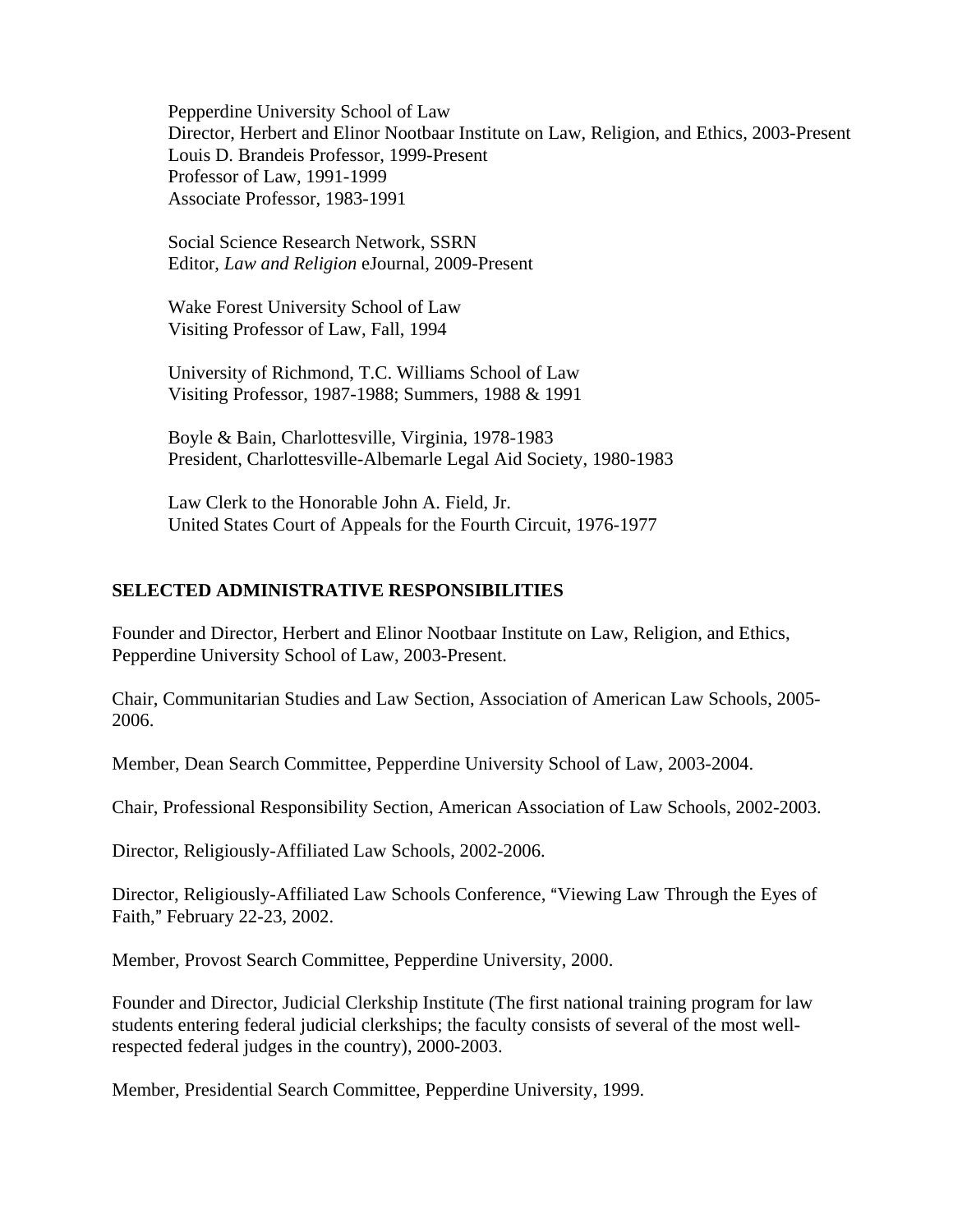Pepperdine University School of Law
Director, Herbert and Elinor Nootbaar Institute on Law, Religion, and Ethics, 2003-Present
Louis D. Brandeis Professor, 1999-Present
Professor of Law, 1991-1999
Associate Professor, 1983-1991

Social Science Research Network, SSRN
Editor, *Law and Religion* eJournal, 2009-Present

Wake Forest University School of Law
Visiting Professor of Law, Fall, 1994

University of Richmond, T.C. Williams School of Law
Visiting Professor, 1987-1988; Summers, 1988 & 1991

Boyle & Bain, Charlottesville, Virginia, 1978-1983
President, Charlottesville-Albemarle Legal Aid Society, 1980-1983

Law Clerk to the Honorable John A. Field, Jr.
United States Court of Appeals for the Fourth Circuit, 1976-1977

## SELECTED ADMINISTRATIVE RESPONSIBILITIES

Founder and Director, Herbert and Elinor Nootbaar Institute on Law, Religion, and Ethics, Pepperdine University School of Law, 2003-Present.

Chair, Communitarian Studies and Law Section, Association of American Law Schools, 2005-2006.

Member, Dean Search Committee, Pepperdine University School of Law, 2003-2004.

Chair, Professional Responsibility Section, American Association of Law Schools, 2002-2003.

Director, Religiously-Affiliated Law Schools, 2002-2006.

Director, Religiously-Affiliated Law Schools Conference, "Viewing Law Through the Eyes of Faith," February 22-23, 2002.

Member, Provost Search Committee, Pepperdine University, 2000.

Founder and Director, Judicial Clerkship Institute (The first national training program for law students entering federal judicial clerkships; the faculty consists of several of the most well-respected federal judges in the country), 2000-2003.

Member, Presidential Search Committee, Pepperdine University, 1999.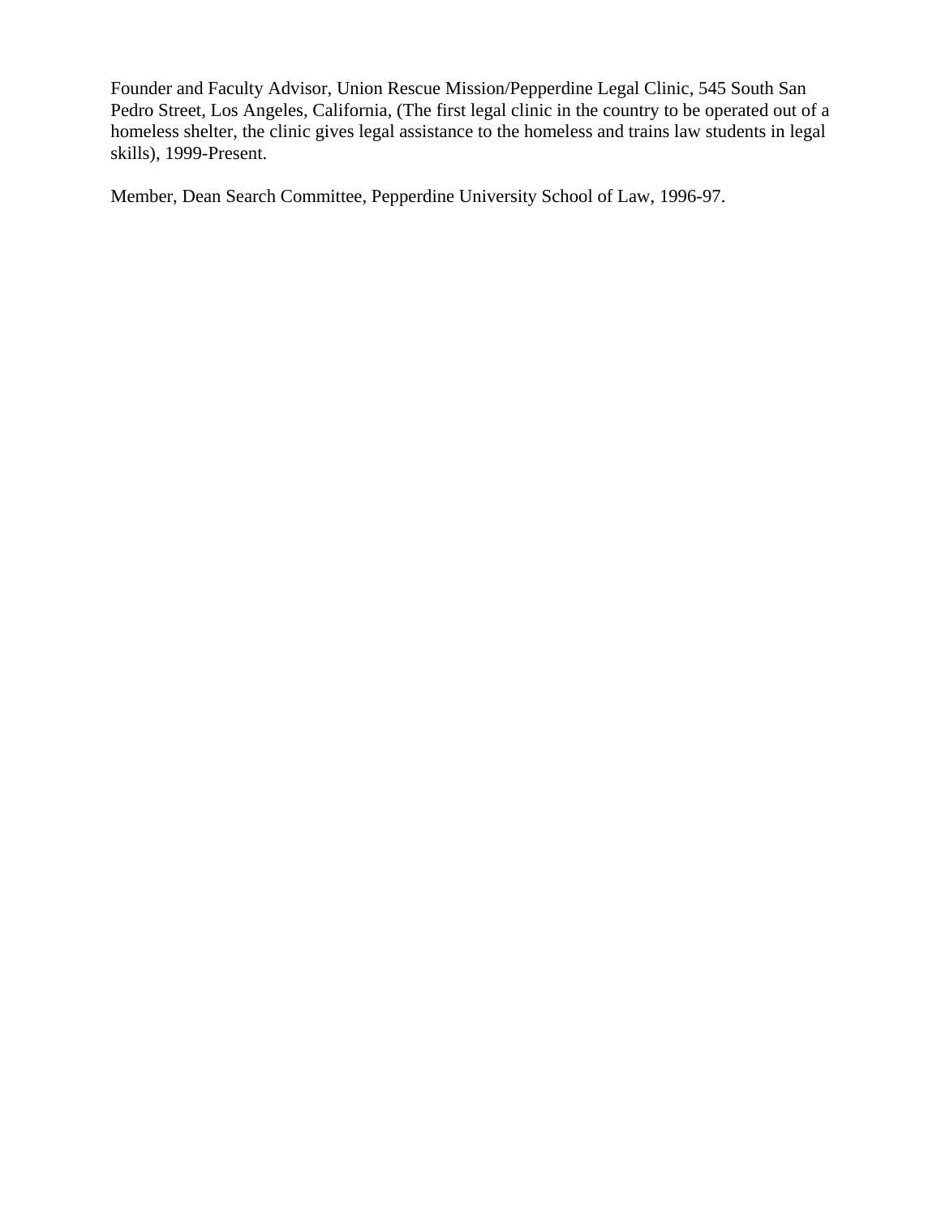Founder and Faculty Advisor, Union Rescue Mission/Pepperdine Legal Clinic, 545 South San Pedro Street, Los Angeles, California, (The first legal clinic in the country to be operated out of a homeless shelter, the clinic gives legal assistance to the homeless and trains law students in legal skills), 1999-Present.

Member, Dean Search Committee, Pepperdine University School of Law, 1996-97.